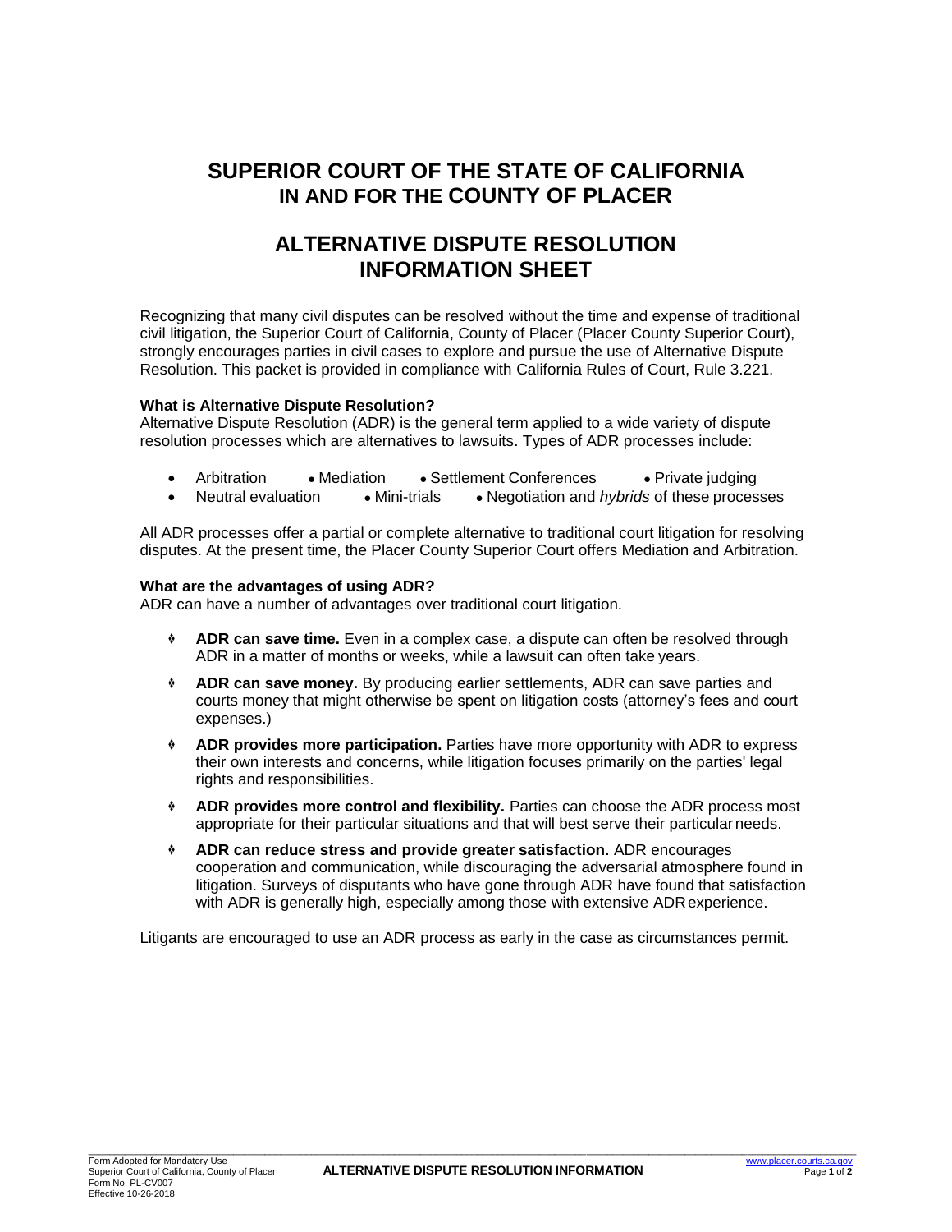# SUPERIOR COURT OF THE STATE OF CALIFORNIA
# IN AND FOR THE COUNTY OF PLACER

## ALTERNATIVE DISPUTE RESOLUTION INFORMATION SHEET

Recognizing that many civil disputes can be resolved without the time and expense of traditional civil litigation, the Superior Court of California, County of Placer (Placer County Superior Court), strongly encourages parties in civil cases to explore and pursue the use of Alternative Dispute Resolution. This packet is provided in compliance with California Rules of Court, Rule 3.221.

**What is Alternative Dispute Resolution?**
Alternative Dispute Resolution (ADR) is the general term applied to a wide variety of dispute resolution processes which are alternatives to lawsuits. Types of ADR processes include:

- Arbitration
- Mediation
- Settlement Conferences
- Private judging
- Neutral evaluation
- Mini-trials
- Negotiation and *hybrids* of these processes

All ADR processes offer a partial or complete alternative to traditional court litigation for resolving disputes. At the present time, the Placer County Superior Court offers Mediation and Arbitration.

**What are the advantages of using ADR?**
ADR can have a number of advantages over traditional court litigation.

- **ADR can save time.** Even in a complex case, a dispute can often be resolved through ADR in a matter of months or weeks, while a lawsuit can often take years.
- **ADR can save money.** By producing earlier settlements, ADR can save parties and courts money that might otherwise be spent on litigation costs (attorney's fees and court expenses.)
- **ADR provides more participation.** Parties have more opportunity with ADR to express their own interests and concerns, while litigation focuses primarily on the parties' legal rights and responsibilities.
- **ADR provides more control and flexibility.** Parties can choose the ADR process most appropriate for their particular situations and that will best serve their particular needs.
- **ADR can reduce stress and provide greater satisfaction.** ADR encourages cooperation and communication, while discouraging the adversarial atmosphere found in litigation. Surveys of disputants who have gone through ADR have found that satisfaction with ADR is generally high, especially among those with extensive ADR experience.

Litigants are encouraged to use an ADR process as early in the case as circumstances permit.

Form Adopted for Mandatory Use
Superior Court of California, County of Placer
Form No. PL-CV007
Effective 10-26-2018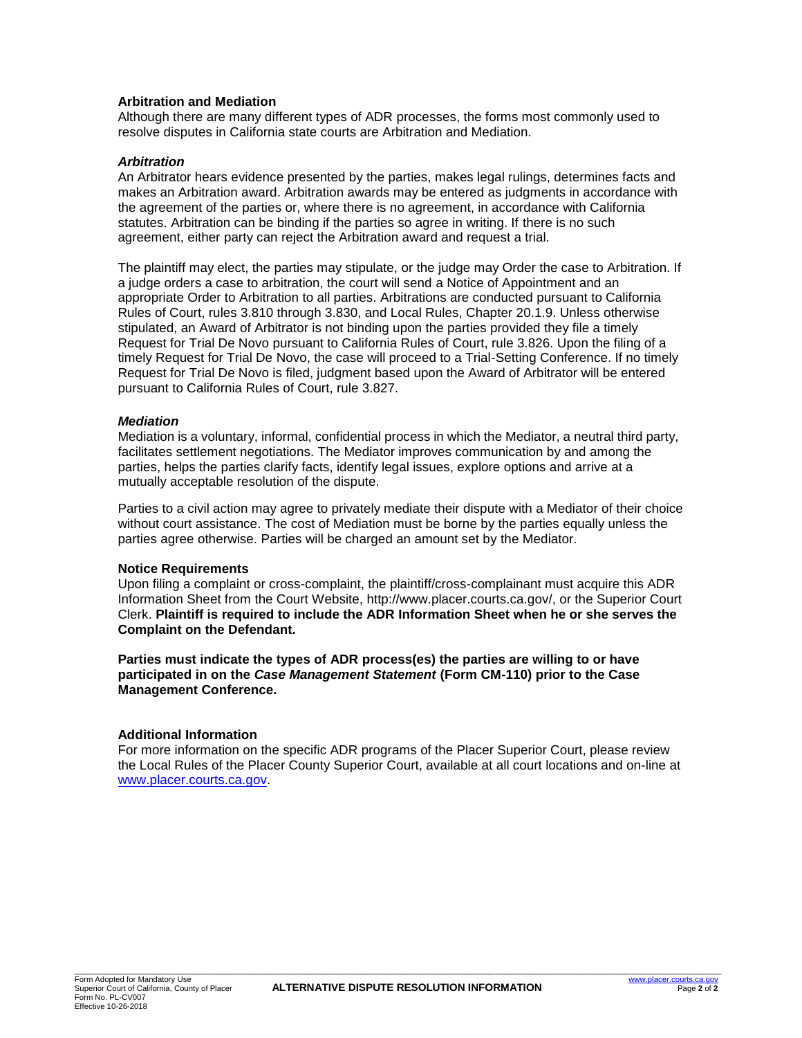## Arbitration and Mediation

Although there are many different types of ADR processes, the forms most commonly used to resolve disputes in California state courts are Arbitration and Mediation.

### *Arbitration*

An Arbitrator hears evidence presented by the parties, makes legal rulings, determines facts and makes an Arbitration award. Arbitration awards may be entered as judgments in accordance with the agreement of the parties or, where there is no agreement, in accordance with California statutes. Arbitration can be binding if the parties so agree in writing. If there is no such agreement, either party can reject the Arbitration award and request a trial.

The plaintiff may elect, the parties may stipulate, or the judge may Order the case to Arbitration. If a judge orders a case to arbitration, the court will send a Notice of Appointment and an appropriate Order to Arbitration to all parties. Arbitrations are conducted pursuant to California Rules of Court, rules 3.810 through 3.830, and Local Rules, Chapter 20.1.9. Unless otherwise stipulated, an Award of Arbitrator is not binding upon the parties provided they file a timely Request for Trial De Novo pursuant to California Rules of Court, rule 3.826. Upon the filing of a timely Request for Trial De Novo, the case will proceed to a Trial-Setting Conference. If no timely Request for Trial De Novo is filed, judgment based upon the Award of Arbitrator will be entered pursuant to California Rules of Court, rule 3.827.

### *Mediation*

Mediation is a voluntary, informal, confidential process in which the Mediator, a neutral third party, facilitates settlement negotiations. The Mediator improves communication by and among the parties, helps the parties clarify facts, identify legal issues, explore options and arrive at a mutually acceptable resolution of the dispute.

Parties to a civil action may agree to privately mediate their dispute with a Mediator of their choice without court assistance. The cost of Mediation must be borne by the parties equally unless the parties agree otherwise. Parties will be charged an amount set by the Mediator.

## Notice Requirements

Upon filing a complaint or cross-complaint, the plaintiff/cross-complainant must acquire this ADR Information Sheet from the Court Website, http://www.placer.courts.ca.gov/, or the Superior Court Clerk. **Plaintiff is required to include the ADR Information Sheet when he or she serves the Complaint on the Defendant.**

**Parties must indicate the types of ADR process(es) the parties are willing to or have participated in on the *Case Management Statement* (Form CM-110) prior to the Case Management Conference.**

## Additional Information

For more information on the specific ADR programs of the Placer Superior Court, please review the Local Rules of the Placer County Superior Court, available at all court locations and on-line at www.placer.courts.ca.gov.

Form Adopted for Mandatory Use
Superior Court of California, County of Placer
Form No. PL-CV007
Effective 10-26-2018

ALTERNATIVE DISPUTE RESOLUTION INFORMATION